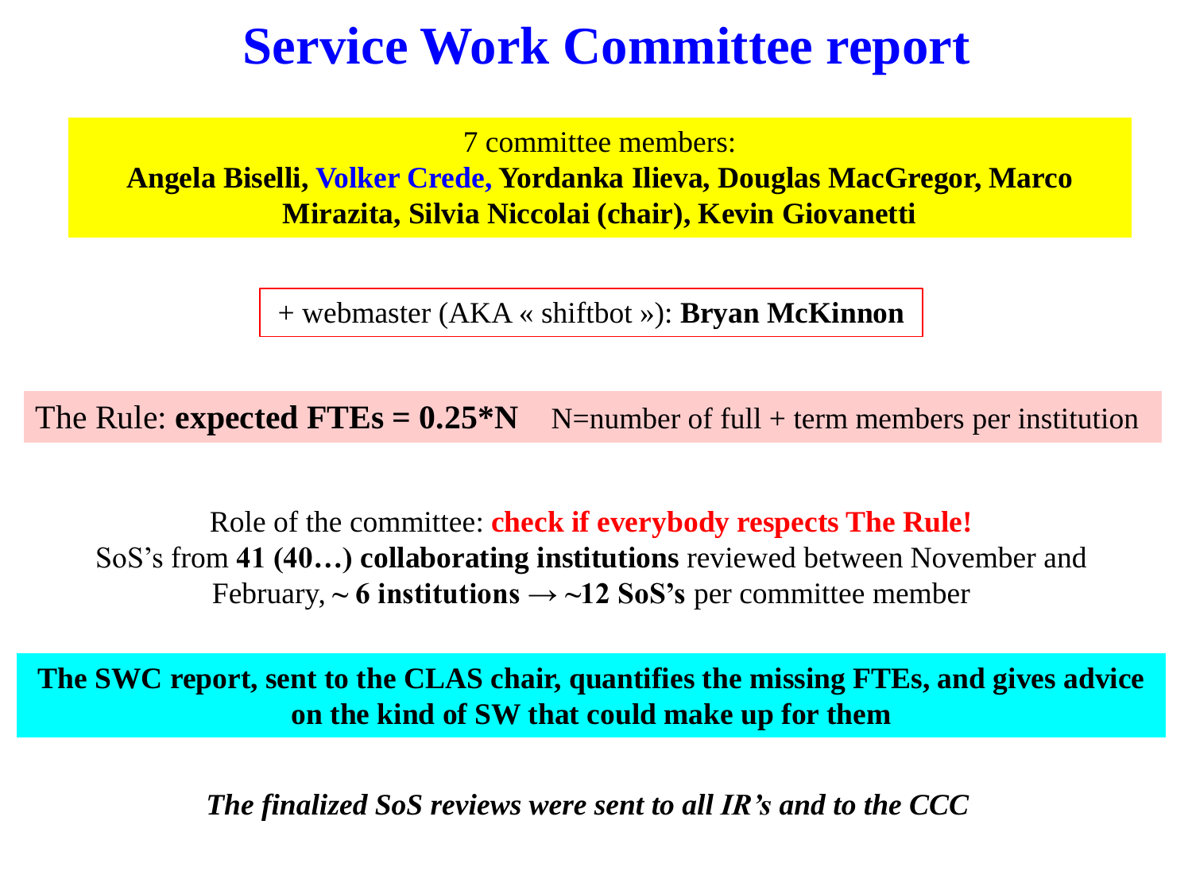# Service Work Committee report

7 committee members:
**Angela Biselli, Volker Crede, Yordanka Ilieva, Douglas MacGregor, Marco Mirazita, Silvia Niccolai (chair), Kevin Giovanetti**

+ webmaster (AKA « shiftbot »): **Bryan McKinnon**

The Rule: **expected FTEs = 0.25*N** N=number of full + term members per institution

Role of the committee: **check if everybody respects The Rule!**
SoS's from **41 (40…) collaborating institutions** reviewed between November and February, **~ 6 institutions → ~12 SoS's** per committee member

**The SWC report, sent to the CLAS chair, quantifies the missing FTEs, and gives advice on the kind of SW that could make up for them**

***The finalized SoS reviews were sent to all IR's and to the CCC***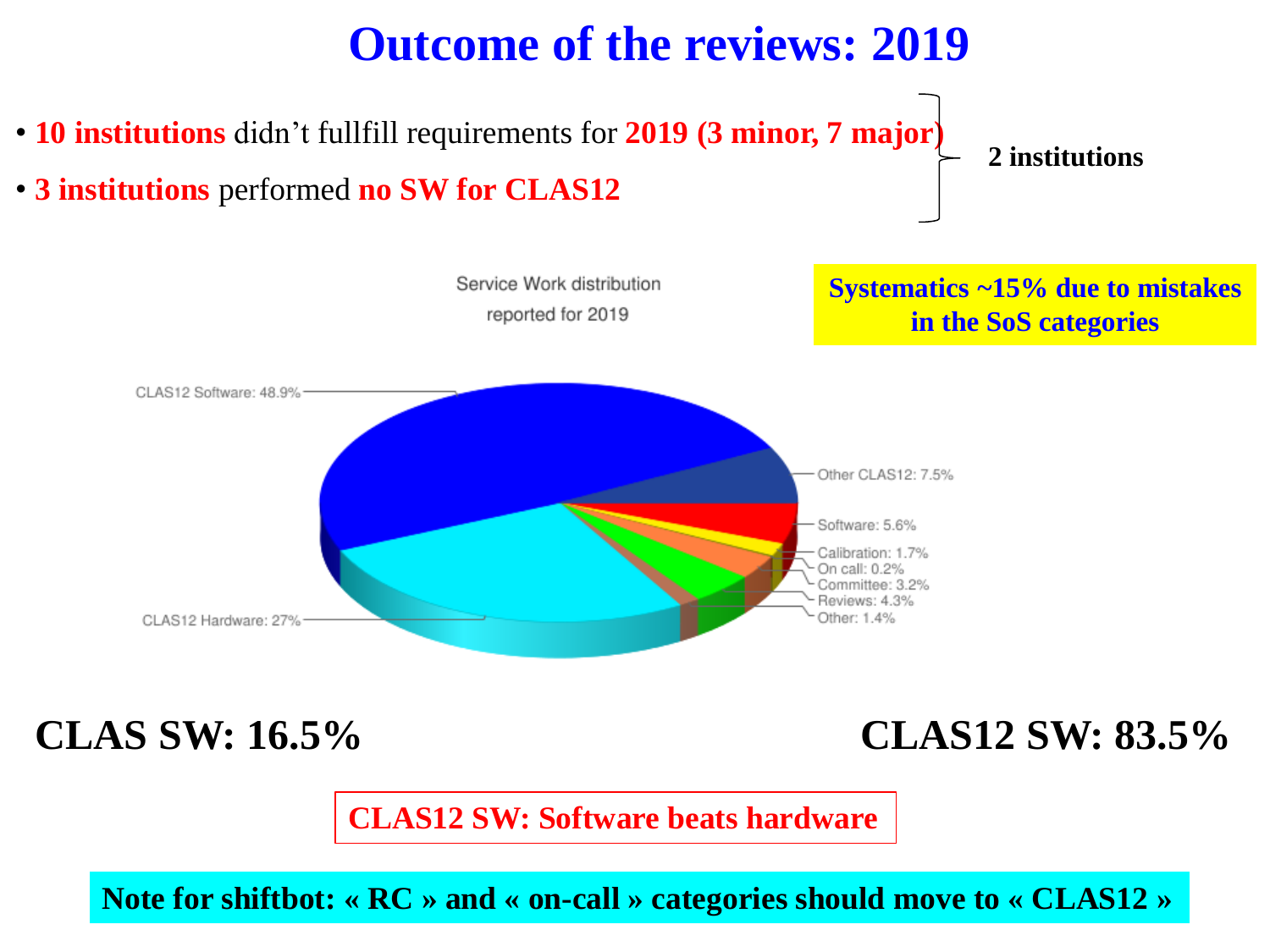# Outcome of the reviews: 2019

- **10 institutions** didn't fullfill requirements for **2019 (3 minor, 7 major)**
- **3 institutions** performed **no SW for CLAS12**

} **2 institutions**

**Systematics ~15% due to mistakes in the SoS categories**

Service Work distribution reported for 2019

| Category | Share |
|---|---|
| CLAS12 Software | 48.9% |
| CLAS12 Hardware | 27% |
| Other CLAS12 | 7.5% |
| Software | 5.6% |
| Calibration | 1.7% |
| On call | 0.2% |
| Committee | 3.2% |
| Reviews | 4.3% |
| Other | 1.4% |

**CLAS SW: 16.5%**

**CLAS12 SW: 83.5%**

**CLAS12 SW: Software beats hardware**

**Note for shiftbot: « RC » and « on-call » categories should move to « CLAS12 »**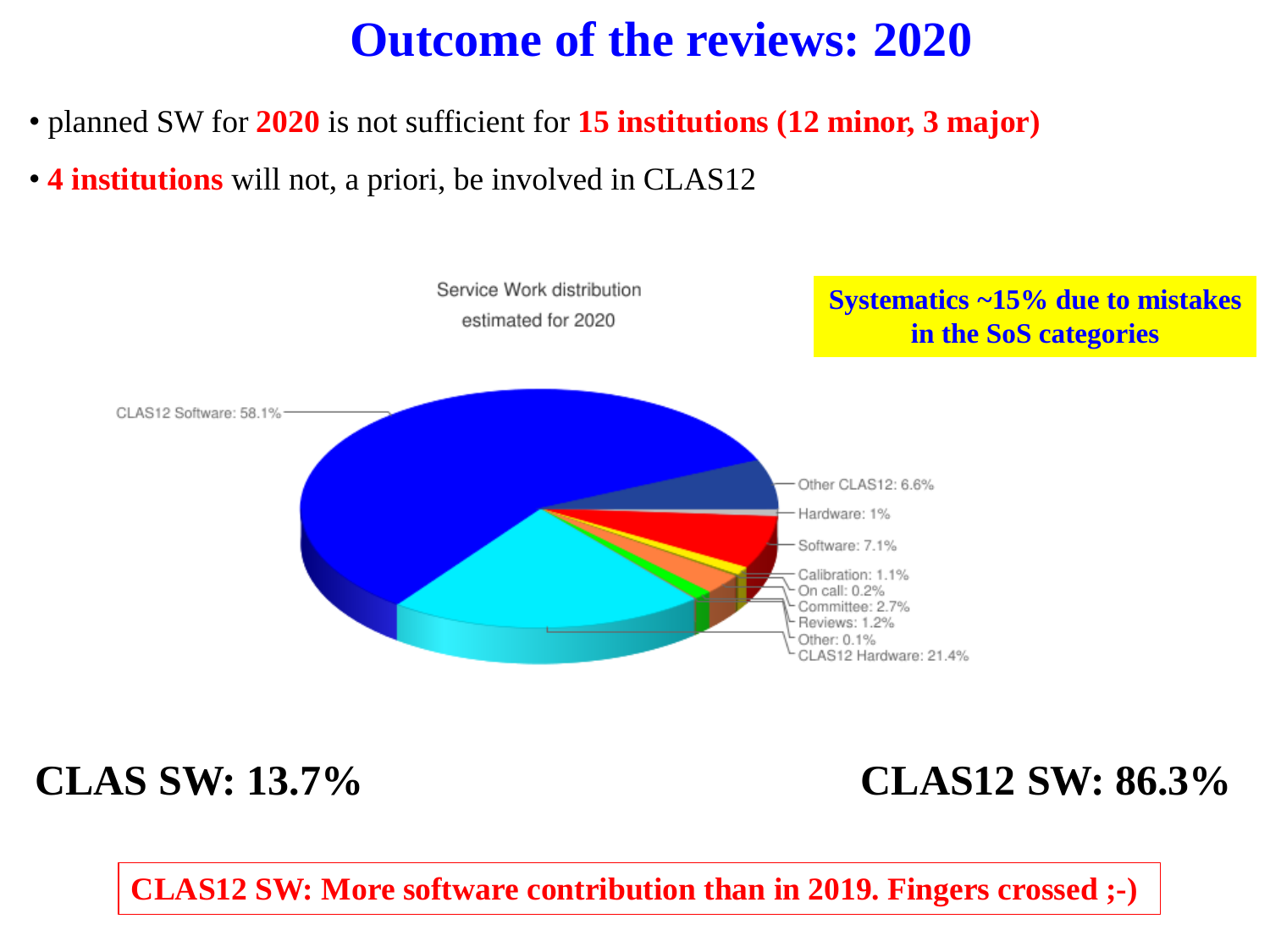# Outcome of the reviews: 2020

- planned SW for **2020** is not sufficient for **15 institutions (12 minor, 3 major)**
- **4 institutions** will not, a priori, be involved in CLAS12

Service Work distribution estimated for 2020

| Category | Percentage |
| --- | --- |
| CLAS12 Software | 58.1% |
| Other CLAS12 | 6.6% |
| Hardware | 1% |
| Software | 7.1% |
| Calibration | 1.1% |
| On call | 0.2% |
| Committee | 2.7% |
| Reviews | 1.2% |
| Other | 0.1% |
| CLAS12 Hardware | 21.4% |

**Systematics ~15% due to mistakes in the SoS categories**

**CLAS SW: 13.7%**

**CLAS12 SW: 86.3%**

**CLAS12 SW: More software contribution than in 2019. Fingers crossed ;-)**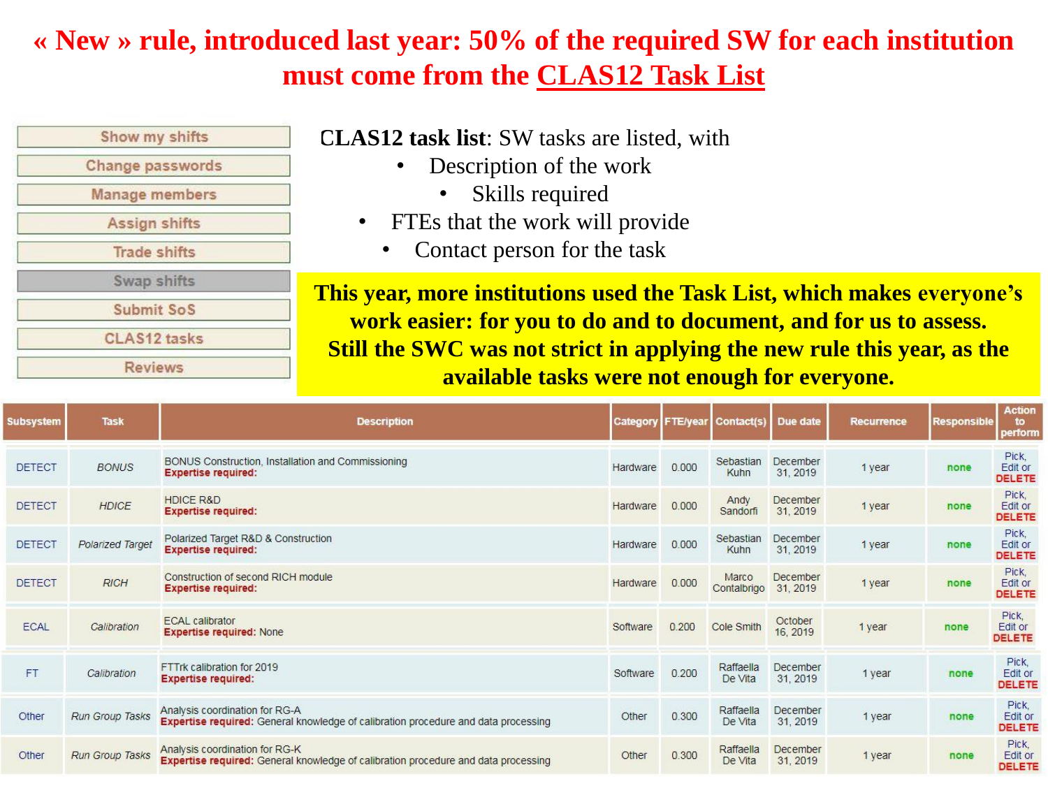# « New » rule, introduced last year: 50% of the required SW for each institution must come from the CLAS12 Task List

- Show my shifts
- Change passwords
- Manage members
- Assign shifts
- Trade shifts
- Swap shifts
- Submit SoS
- CLAS12 tasks
- Reviews

**CLAS12 task list**: SW tasks are listed, with

- Description of the work
  - Skills required
- FTEs that the work will provide
- Contact person for the task

**This year, more institutions used the Task List, which makes everyone's work easier: for you to do and to document, and for us to assess. Still the SWC was not strict in applying the new rule this year, as the available tasks were not enough for everyone.**

| Subsystem | Task | Description | Category | FTE/year | Contact(s) | Due date | Recurrence | Responsible | Action to perform |
|---|---|---|---|---|---|---|---|---|---|
| DETECT | *BONUS* | BONUS Construction, Installation and Commissioning **Expertise required:** | Hardware | 0.000 | Sebastian Kuhn | December 31, 2019 | 1 year | none | Pick, Edit or DELETE |
| DETECT | *HDICE* | HDICE R&D **Expertise required:** | Hardware | 0.000 | Andy Sandorfi | December 31, 2019 | 1 year | none | Pick, Edit or DELETE |
| DETECT | *Polarized Target* | Polarized Target R&D & Construction **Expertise required:** | Hardware | 0.000 | Sebastian Kuhn | December 31, 2019 | 1 year | none | Pick, Edit or DELETE |
| DETECT | *RICH* | Construction of second RICH module **Expertise required:** | Hardware | 0.000 | Marco Contalbrigo | December 31, 2019 | 1 year | none | Pick, Edit or DELETE |
| ECAL | *Calibration* | ECAL calibrator **Expertise required:** None | Software | 0.200 | Cole Smith | October 16, 2019 | 1 year | none | Pick, Edit or DELETE |
| FT | *Calibration* | FTTrk calibration for 2019 **Expertise required:** | Software | 0.200 | Raffaella De Vita | December 31, 2019 | 1 year | none | Pick, Edit or DELETE |
| Other | *Run Group Tasks* | Analysis coordination for RG-A **Expertise required:** General knowledge of calibration procedure and data processing | Other | 0.300 | Raffaella De Vita | December 31, 2019 | 1 year | none | Pick, Edit or DELETE |
| Other | *Run Group Tasks* | Analysis coordination for RG-K **Expertise required:** General knowledge of calibration procedure and data processing | Other | 0.300 | Raffaella De Vita | December 31, 2019 | 1 year | none | Pick, Edit or DELETE |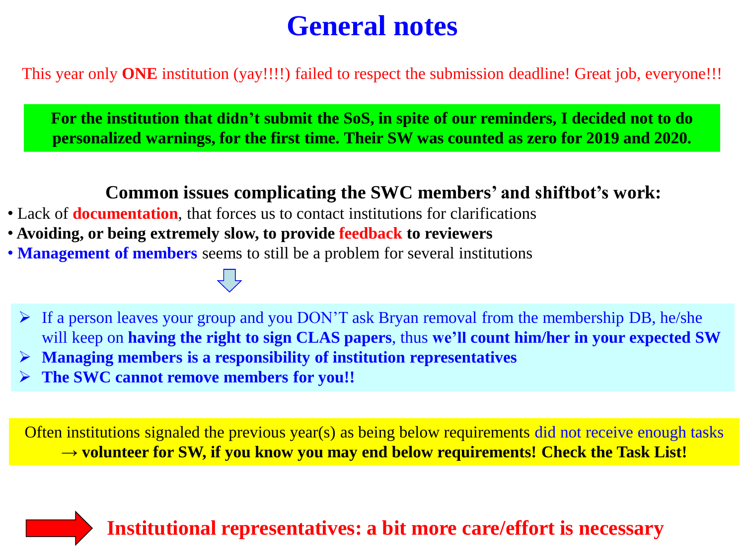# General notes

This year only **ONE** institution (yay!!!!) failed to respect the submission deadline! Great job, everyone!!!

**For the institution that didn't submit the SoS, in spite of our reminders, I decided not to do personalized warnings, for the first time. Their SW was counted as zero for 2019 and 2020.**

### Common issues complicating the SWC members' and shiftbot's work:

- Lack of **documentation**, that forces us to contact institutions for clarifications
- **Avoiding, or being extremely slow, to provide feedback to reviewers**
- **Management of members** seems to still be a problem for several institutions

⇩

- If a person leaves your group and you DON'T ask Bryan removal from the membership DB, he/she will keep on **having the right to sign CLAS papers**, thus **we'll count him/her in your expected SW**
- **Managing members is a responsibility of institution representatives**
- **The SWC cannot remove members for you!!**

Often institutions signaled the previous year(s) as being below requirements did not receive enough tasks
**→ volunteer for SW, if you know you may end below requirements! Check the Task List!**

➡ **Institutional representatives: a bit more care/effort is necessary**